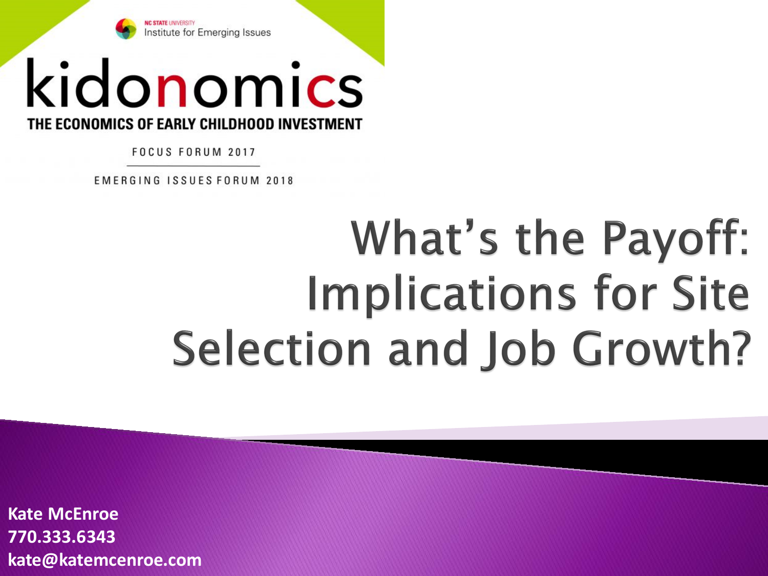NC STATE UNIVERSITY
Institute for Emerging Issues

# kidonomics

THE ECONOMICS OF EARLY CHILDHOOD INVESTMENT

FOCUS FORUM 2017

EMERGING ISSUES FORUM 2018

# What's the Payoff: Implications for Site Selection and Job Growth?

**Kate McEnroe**
**770.333.6343**
**kate@katemcenroe.com**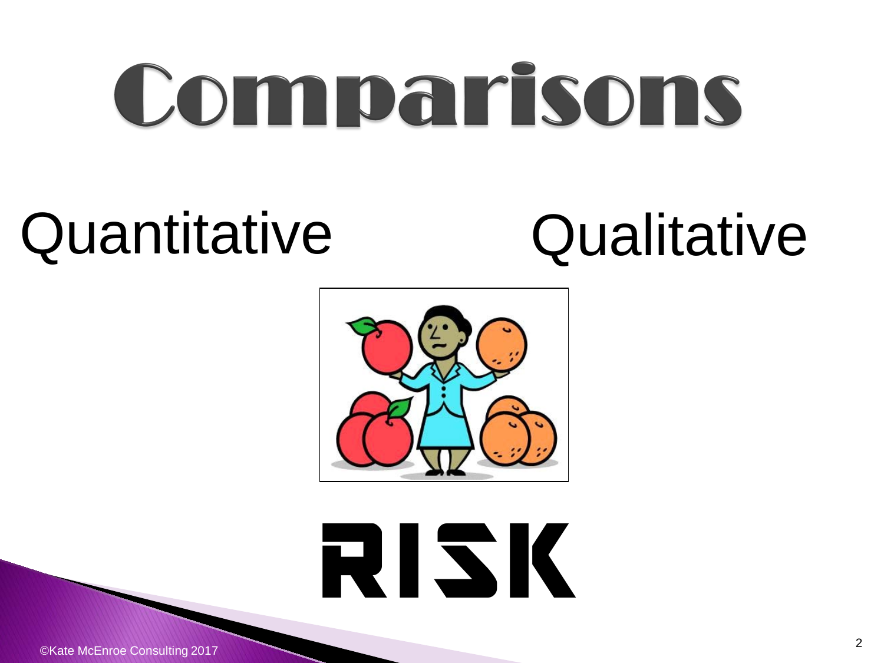# Comparisons

Quantitative Qualitative

RISK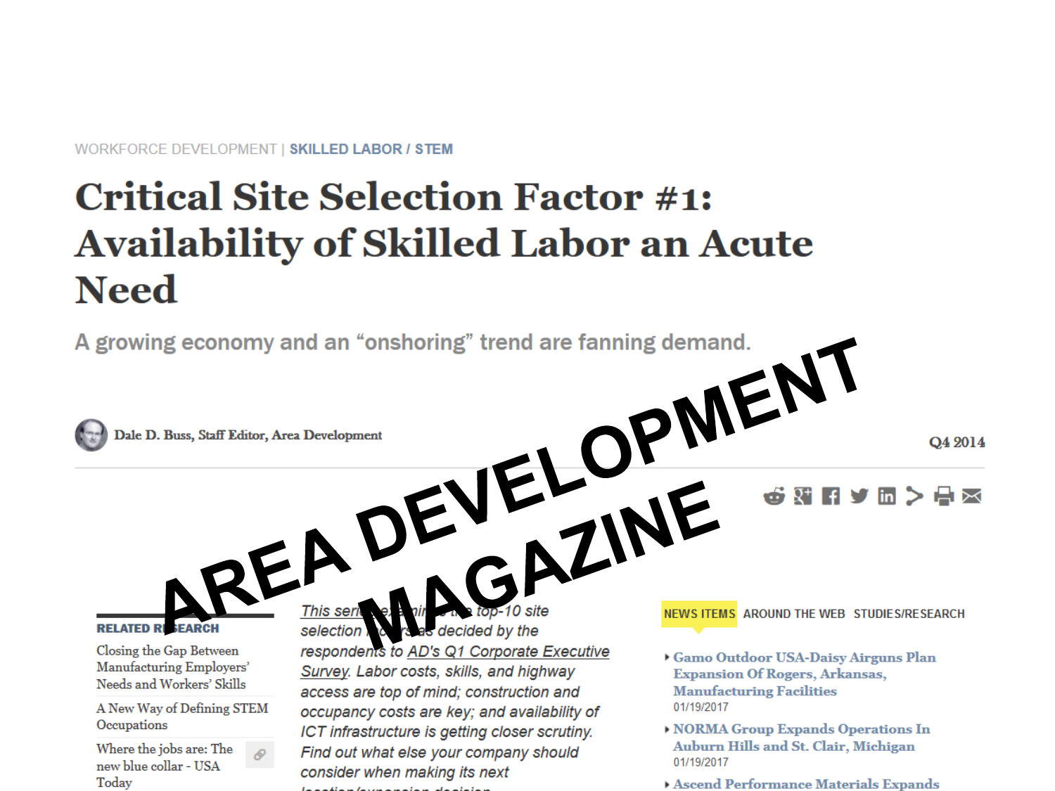WORKFORCE DEVELOPMENT | **SKILLED LABOR / STEM**

# Critical Site Selection Factor #1: Availability of Skilled Labor an Acute Need

## A growing economy and an "onshoring" trend are fanning demand.

**Dale D. Buss, Staff Editor, Area Development**

**Q4 2014**

# AREA DEVELOPMENT MAGAZINE

**RELATED RESEARCH**

- Closing the Gap Between Manufacturing Employers' Needs and Workers' Skills
- A New Way of Defining STEM Occupations
- Where the jobs are: The new blue collar - USA Today

*This series examines the top-10 site selection factors as decided by the respondents to AD's Q1 Corporate Executive Survey. Labor costs, skills, and highway access are top of mind; construction and occupancy costs are key; and availability of ICT infrastructure is getting closer scrutiny. Find out what else your company should consider when making its next location/expansion decision.*

**NEWS ITEMS** AROUND THE WEB STUDIES/RESEARCH

- Gamo Outdoor USA-Daisy Airguns Plan Expansion Of Rogers, Arkansas, Manufacturing Facilities
  01/19/2017
- NORMA Group Expands Operations In Auburn Hills and St. Clair, Michigan
  01/19/2017
- Ascend Performance Materials Expands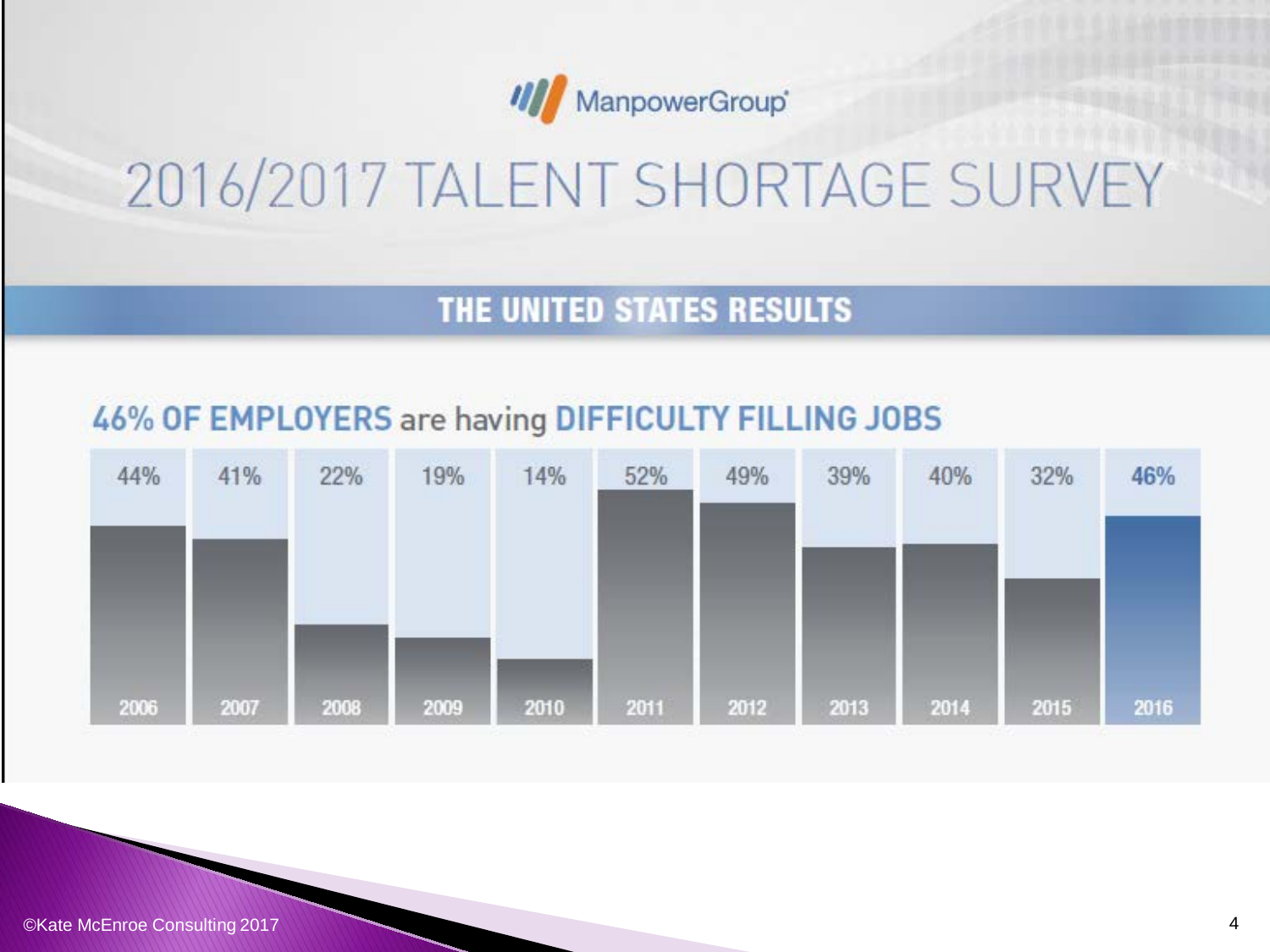ManpowerGroup

# 2016/2017 TALENT SHORTAGE SURVEY

## THE UNITED STATES RESULTS

### 46% OF EMPLOYERS are having DIFFICULTY FILLING JOBS

| 2006 | 2007 | 2008 | 2009 | 2010 | 2011 | 2012 | 2013 | 2014 | 2015 | 2016 |
|---|---|---|---|---|---|---|---|---|---|---|
| 44% | 41% | 22% | 19% | 14% | 52% | 49% | 39% | 40% | 32% | 46% |

©Kate McEnroe Consulting 2017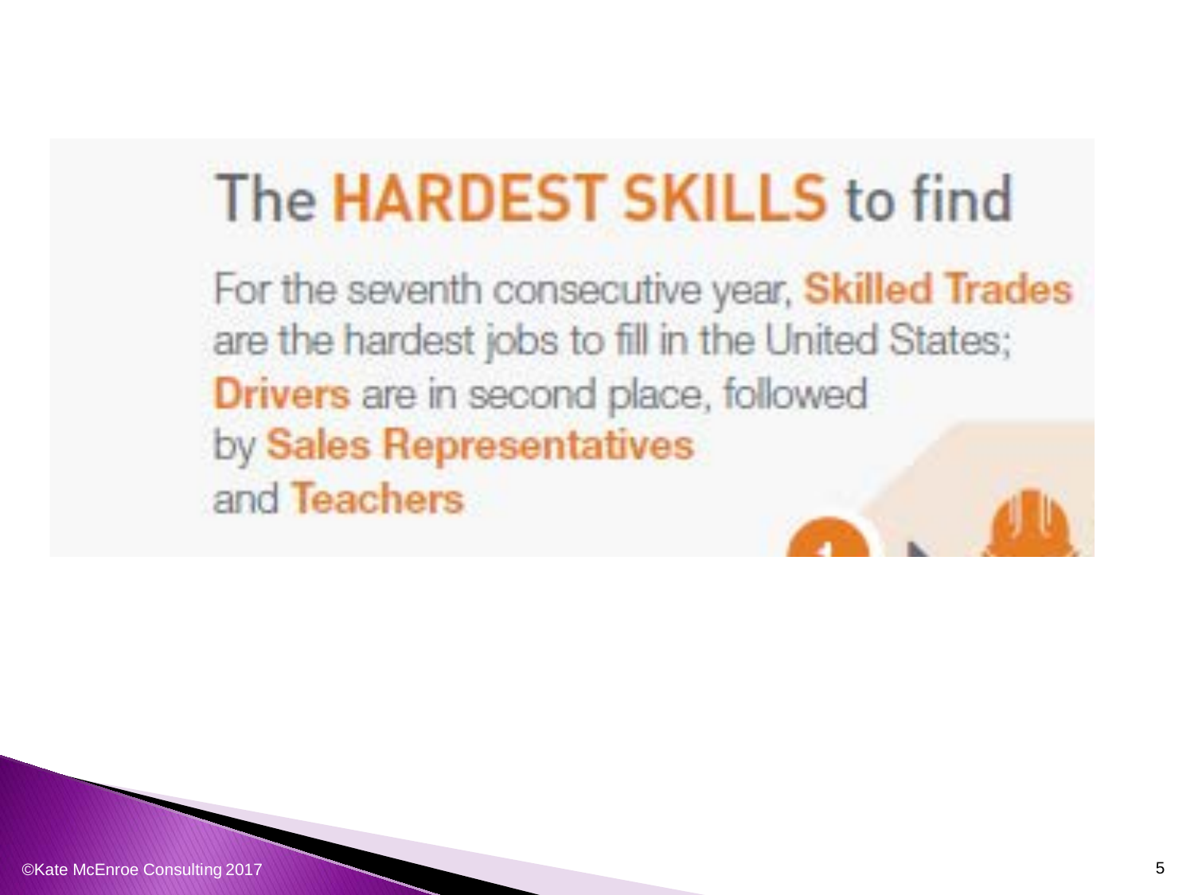# The HARDEST SKILLS to find

For the seventh consecutive year, **Skilled Trades** are the hardest jobs to fill in the United States; **Drivers** are in second place, followed by **Sales Representatives** and **Teachers**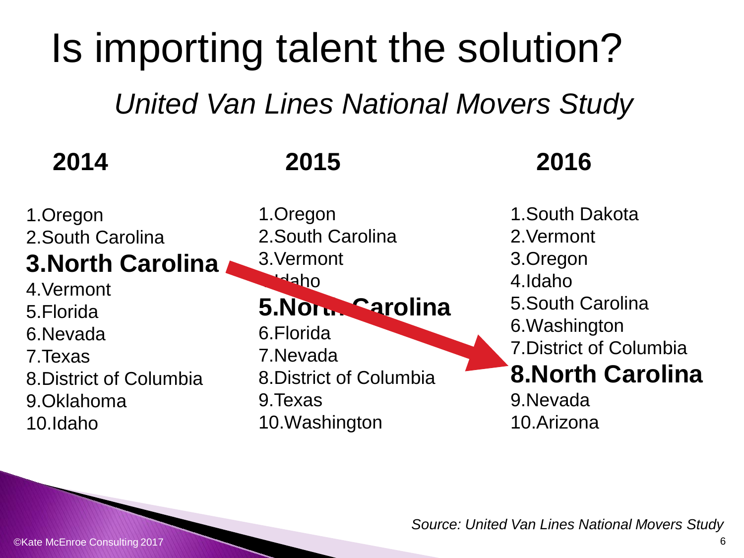# Is importing talent the solution?

*United Van Lines National Movers Study*

| 2014 | 2015 | 2016 |
| --- | --- | --- |
| 1. Oregon | 1. Oregon | 1. South Dakota |
| 2. South Carolina | 2. South Carolina | 2. Vermont |
| **3. North Carolina** | 3. Vermont | 3. Oregon |
| 4. Vermont | 4. Idaho | 4. Idaho |
| 5. Florida | **5. North Carolina** | 5. South Carolina |
| 6. Nevada | 6. Florida | 6. Washington |
| 7. Texas | 7. Nevada | 7. District of Columbia |
| 8. District of Columbia | 8. District of Columbia | **8. North Carolina** |
| 9. Oklahoma | 9. Texas | 9. Nevada |
| 10. Idaho | 10. Washington | 10. Arizona |

*Source: United Van Lines National Movers Study*

©Kate McEnroe Consulting 2017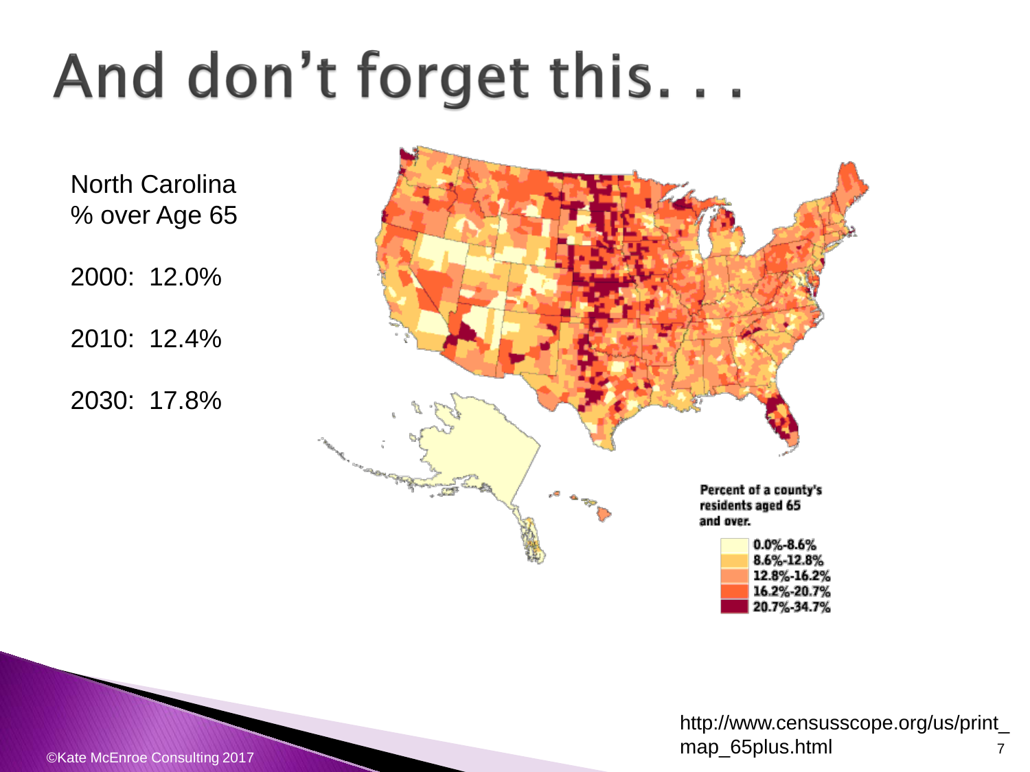# And don't forget this. . .

North Carolina
% over Age 65

2000: 12.0%

2010: 12.4%

2030: 17.8%

Percent of a county's residents aged 65 and over.

- 0.0%-8.6%
- 8.6%-12.8%
- 12.8%-16.2%
- 16.2%-20.7%
- 20.7%-34.7%

http://www.censusscope.org/us/print_map_65plus.html

©Kate McEnroe Consulting 2017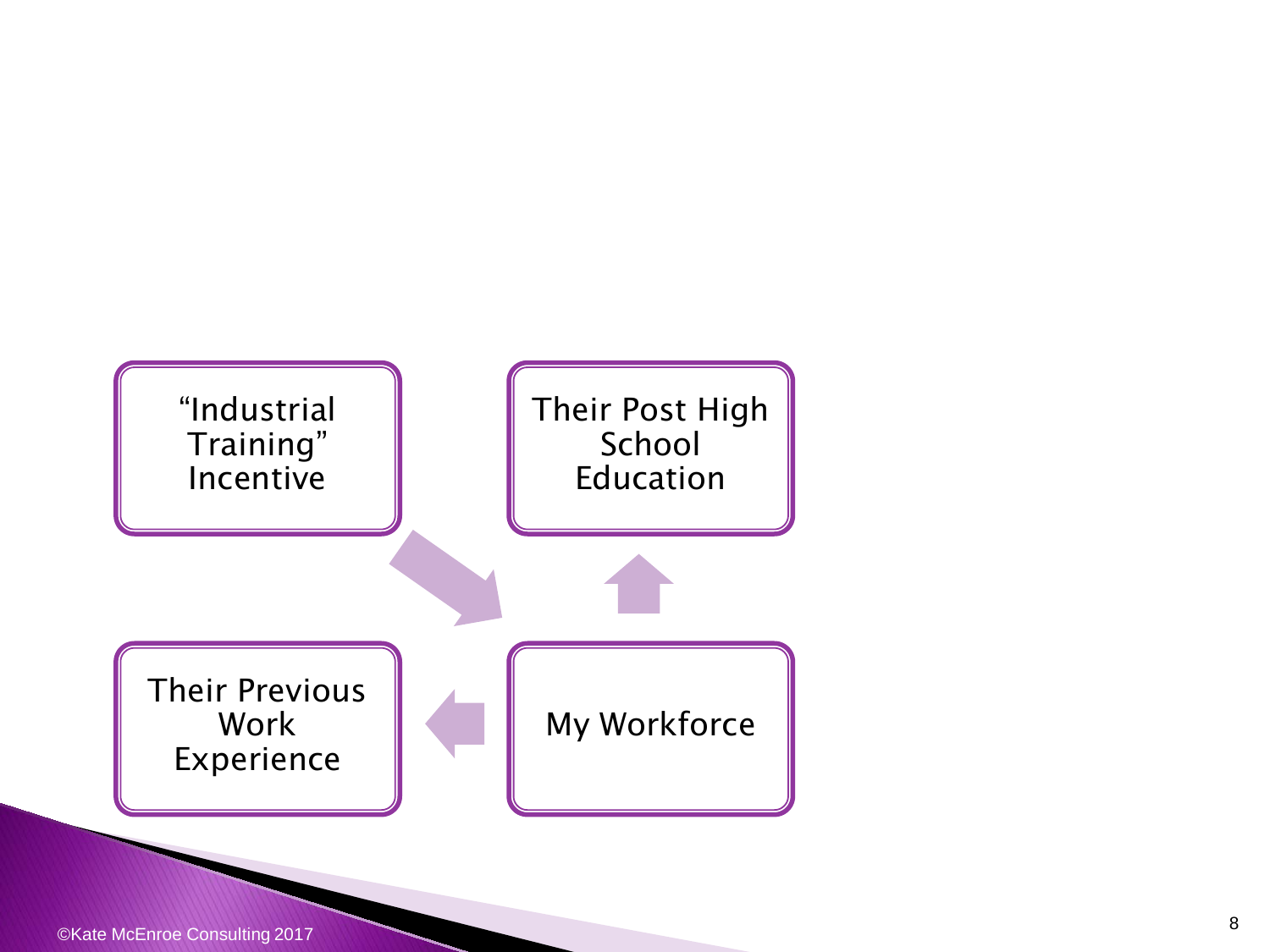“Industrial Training” Incentive

Their Post High School Education

Their Previous Work Experience

My Workforce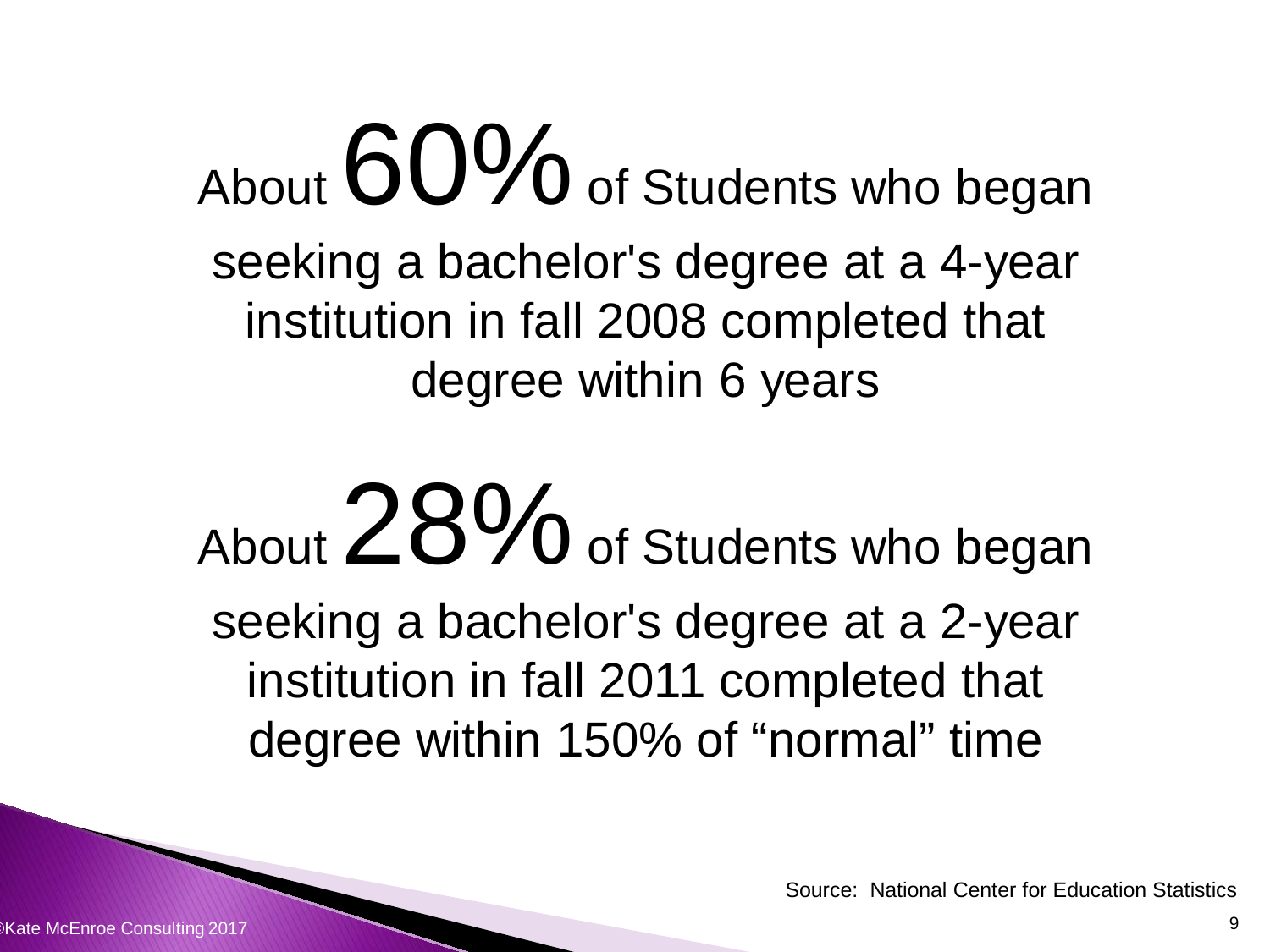About **60%** of Students who began seeking a bachelor's degree at a 4-year institution in fall 2008 completed that degree within 6 years

About **28%** of Students who began seeking a bachelor's degree at a 2-year institution in fall 2011 completed that degree within 150% of “normal” time

Source: National Center for Education Statistics

©Kate McEnroe Consulting 2017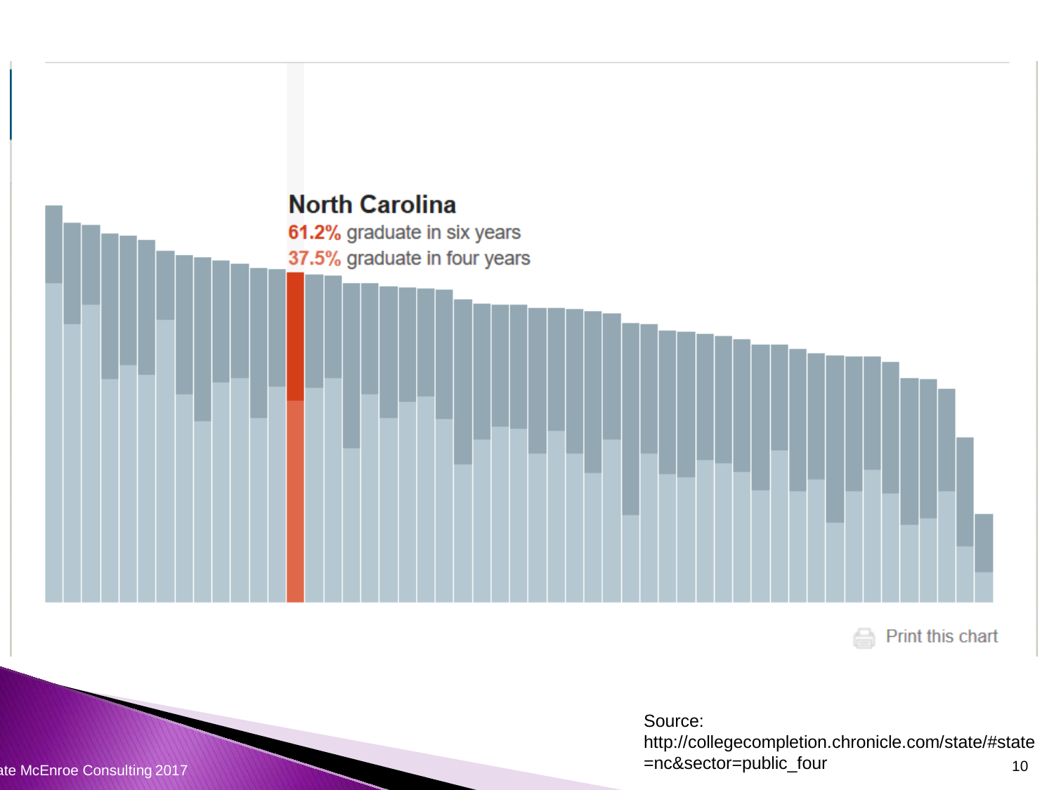**North Carolina**

61.2% graduate in six years

37.5% graduate in four years

Print this chart

Source: http://collegecompletion.chronicle.com/state/#state=nc&sector=public_four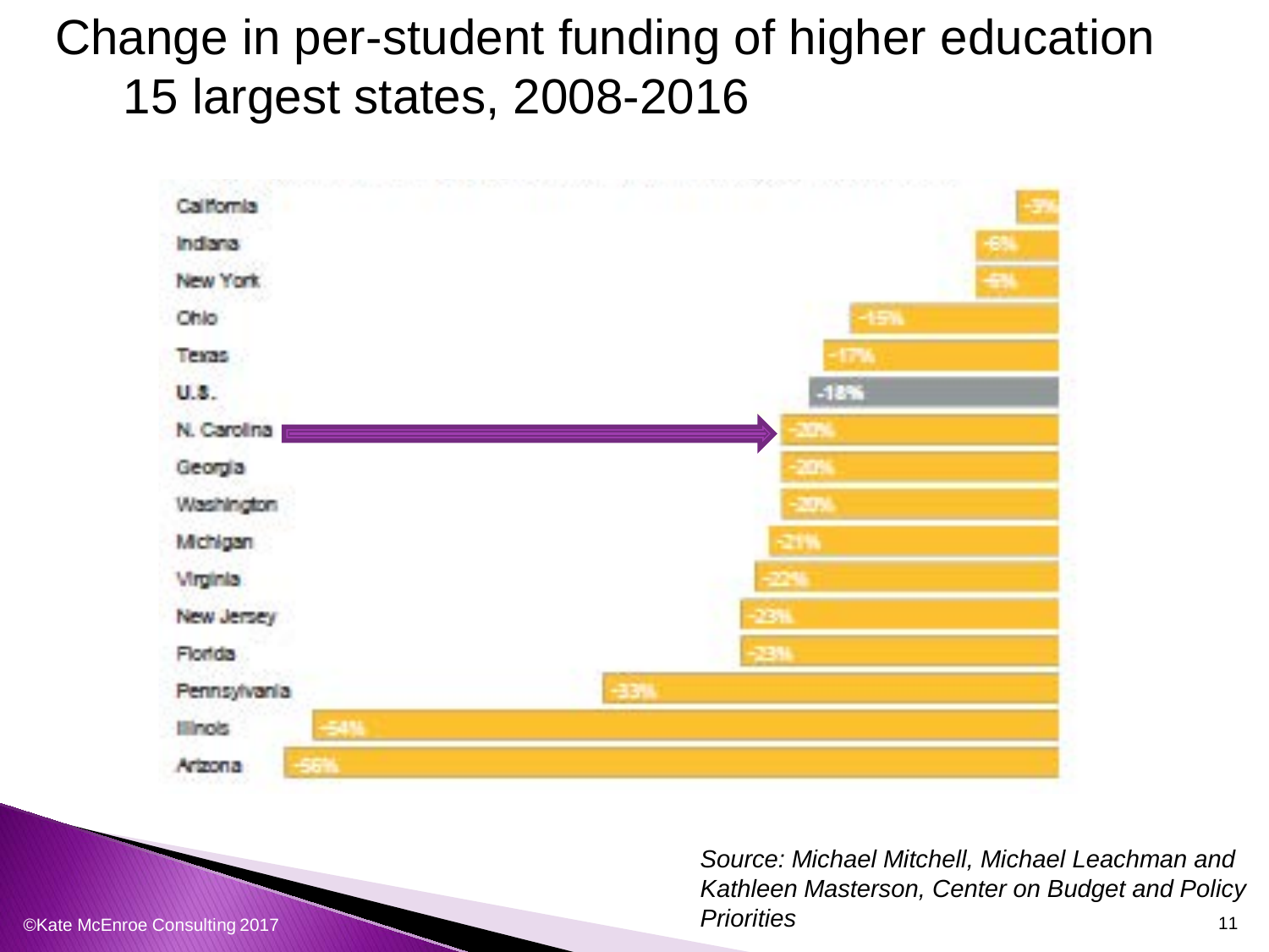# Change in per-student funding of higher education 15 largest states, 2008-2016

| State | Change |
|---|---|
| California | -3% |
| Indiana | -6% |
| New York | -6% |
| Ohio | -15% |
| Texas | -17% |
| U.S. | -18% |
| N. Carolina | -20% |
| Georgia | -20% |
| Washington | -20% |
| Michigan | -21% |
| Virginia | -22% |
| New Jersey | -23% |
| Florida | -23% |
| Pennsylvania | -33% |
| Illinois | -54% |
| Arizona | -56% |

*Source: Michael Mitchell, Michael Leachman and Kathleen Masterson, Center on Budget and Policy Priorities*

©Kate McEnroe Consulting 2017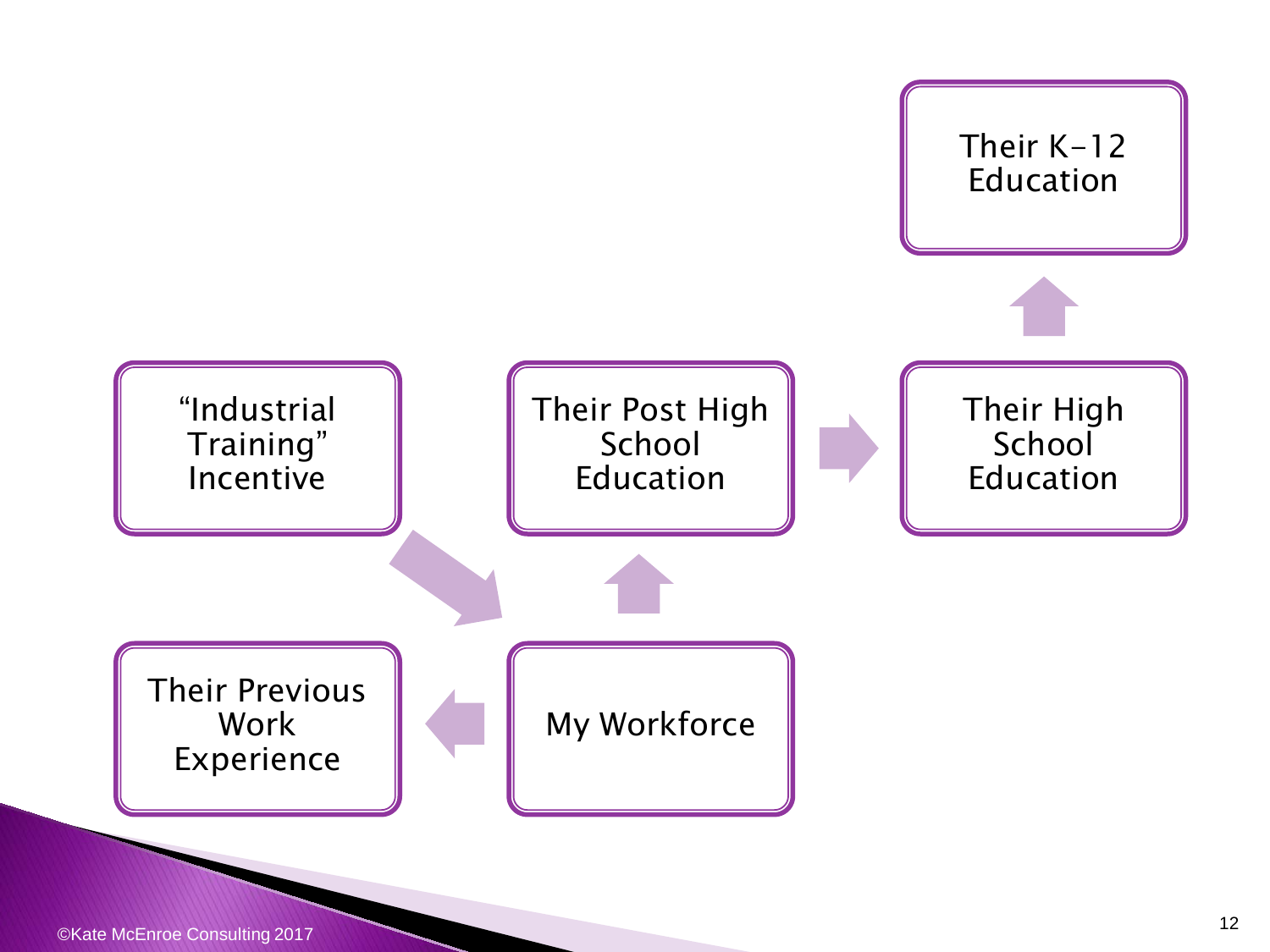Their K-12 Education

"Industrial Training" Incentive

Their Post High School Education

Their High School Education

Their Previous Work Experience

My Workforce

©Kate McEnroe Consulting 2017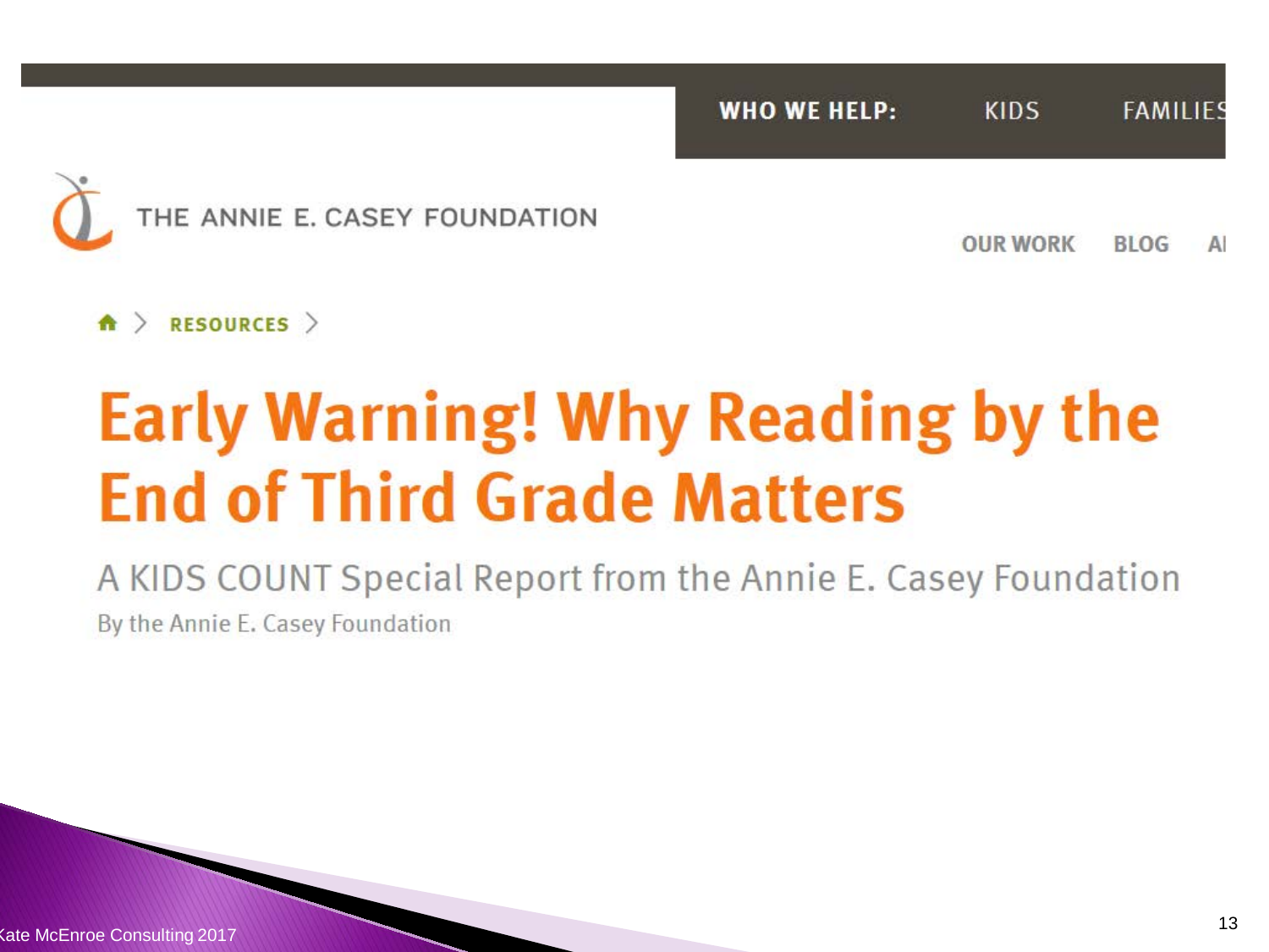WHO WE HELP: KIDS FAMILIES

THE ANNIE E. CASEY FOUNDATION

OUR WORK BLOG AI

RESOURCES

# Early Warning! Why Reading by the End of Third Grade Matters

A KIDS COUNT Special Report from the Annie E. Casey Foundation

By the Annie E. Casey Foundation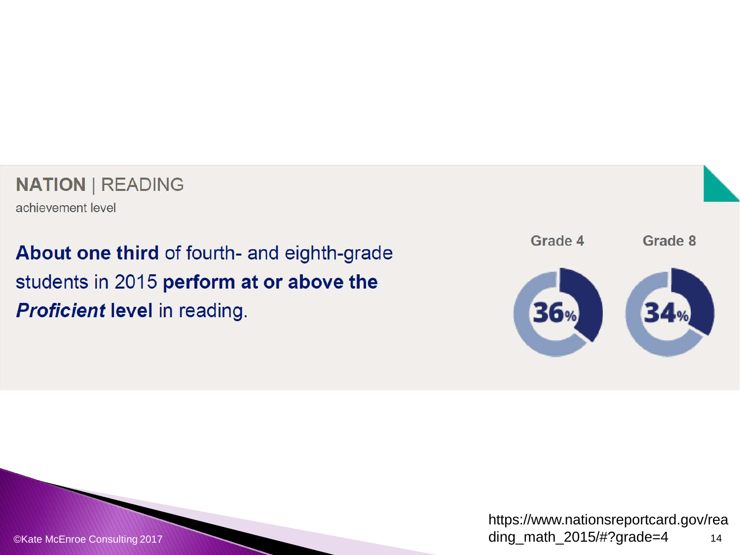**NATION** | READING

achievement level

**About one third** of fourth- and eighth-grade students in 2015 **perform at or above the *Proficient* level** in reading.

| Grade 4 | Grade 8 |
| --- | --- |
| 36% | 34% |

©Kate McEnroe Consulting 2017

https://www.nationsreportcard.gov/reading_math_2015/#?grade=4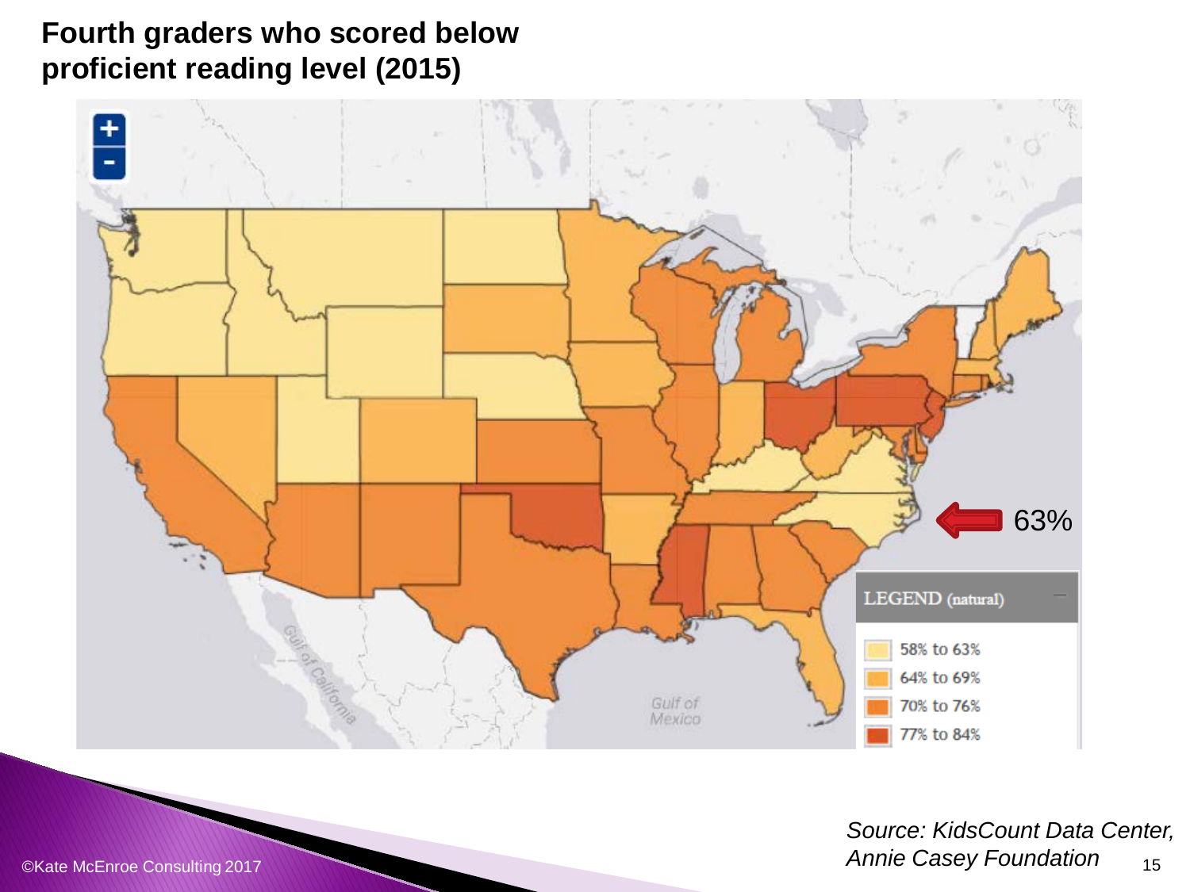# Fourth graders who scored below proficient reading level (2015)

63%

LEGEND (natural)

- 58% to 63%
- 64% to 69%
- 70% to 76%
- 77% to 84%

*Source: KidsCount Data Center, Annie Casey Foundation*

©Kate McEnroe Consulting 2017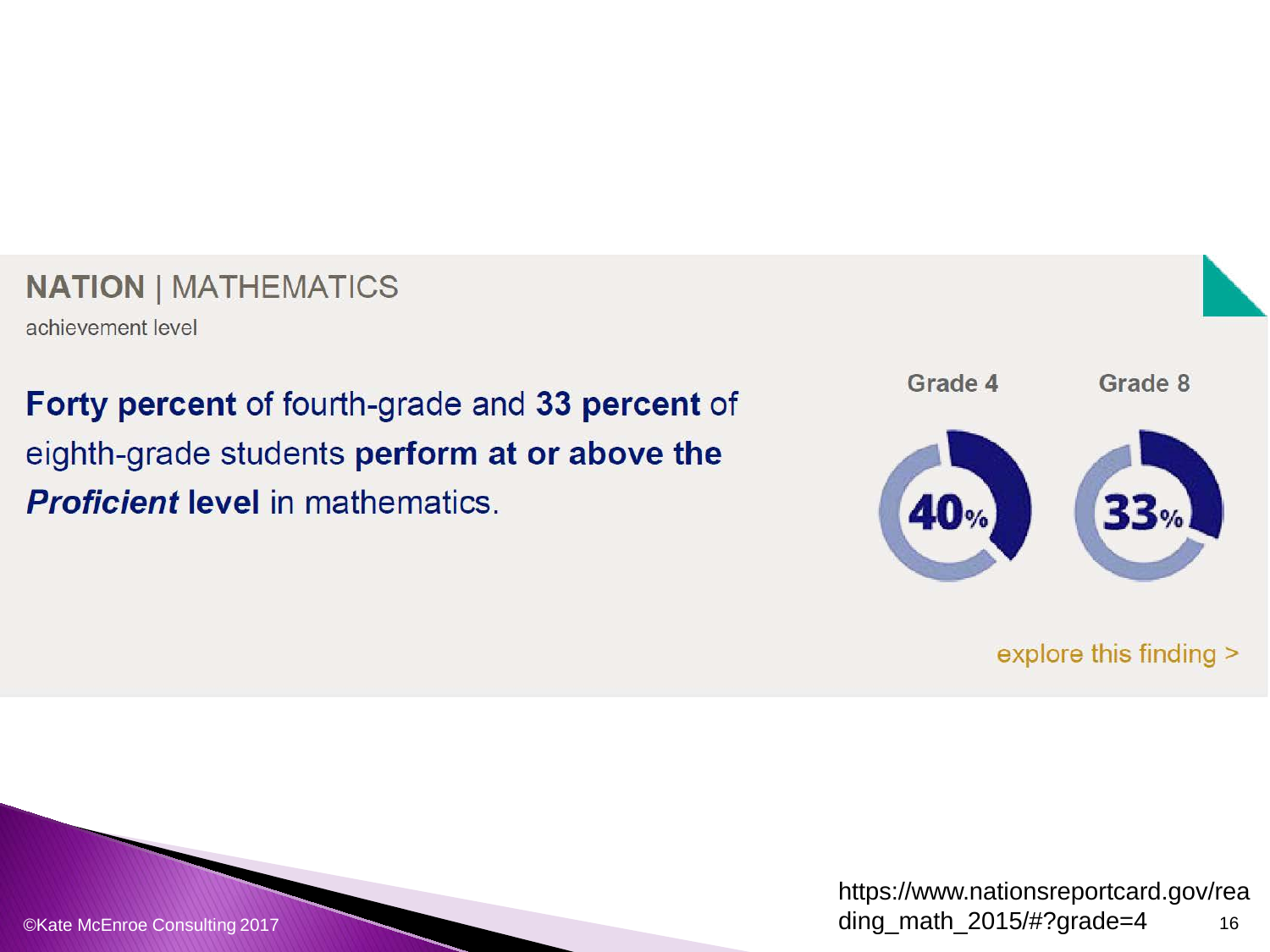**NATION** | MATHEMATICS

achievement level

**Forty percent** of fourth-grade and **33 percent** of eighth-grade students **perform at or above the *Proficient* level** in mathematics.

| Grade 4 | Grade 8 |
|---|---|
| 40% | 33% |

explore this finding >

©Kate McEnroe Consulting 2017

https://www.nationsreportcard.gov/reading_math_2015/#?grade=4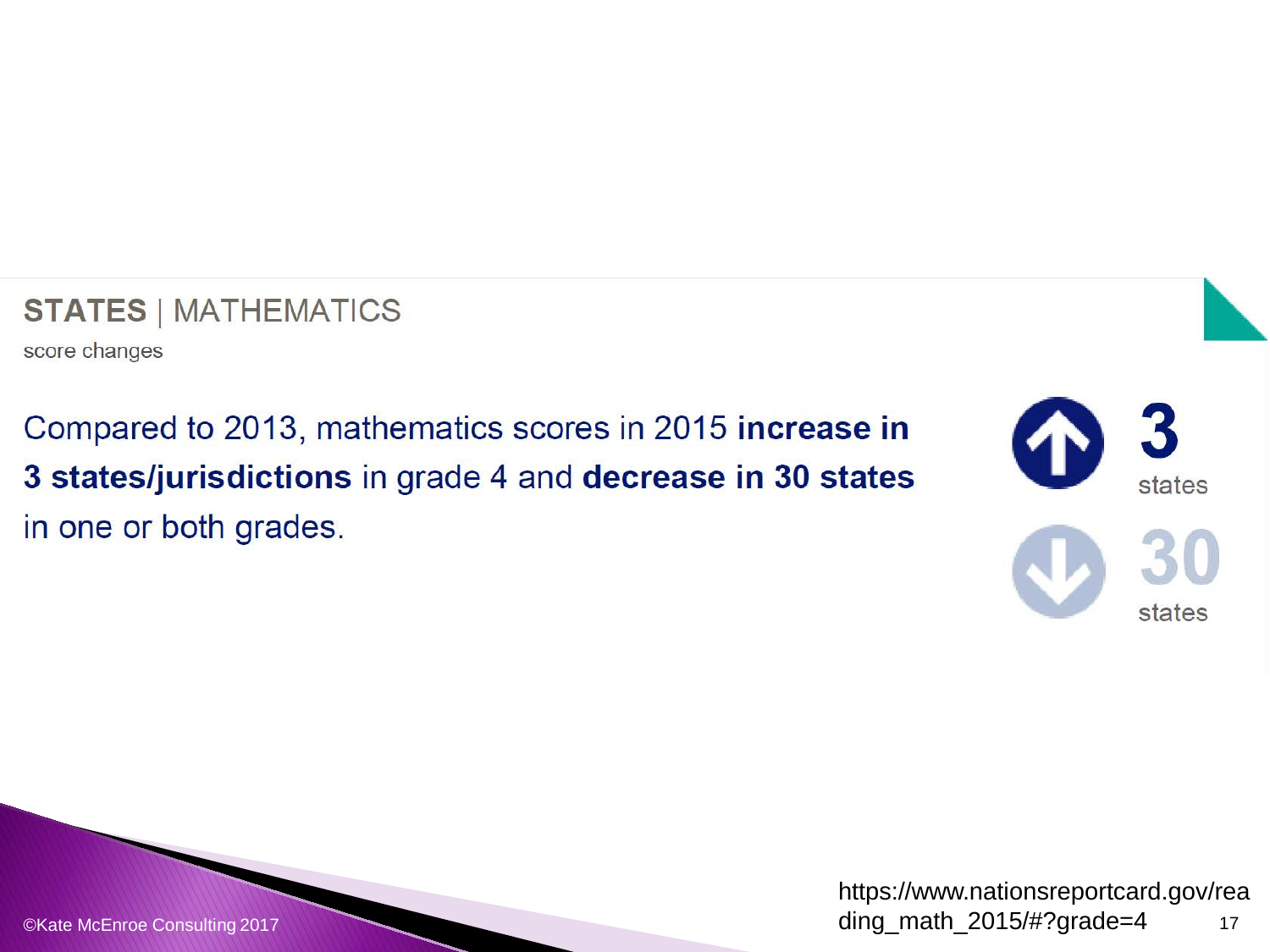## **STATES** | MATHEMATICS

score changes

Compared to 2013, mathematics scores in 2015 **increase in 3 states/jurisdictions** in grade 4 and **decrease in 30 states** in one or both grades.

**3** states

**30** states

https://www.nationsreportcard.gov/reading_math_2015/#?grade=4

©Kate McEnroe Consulting 2017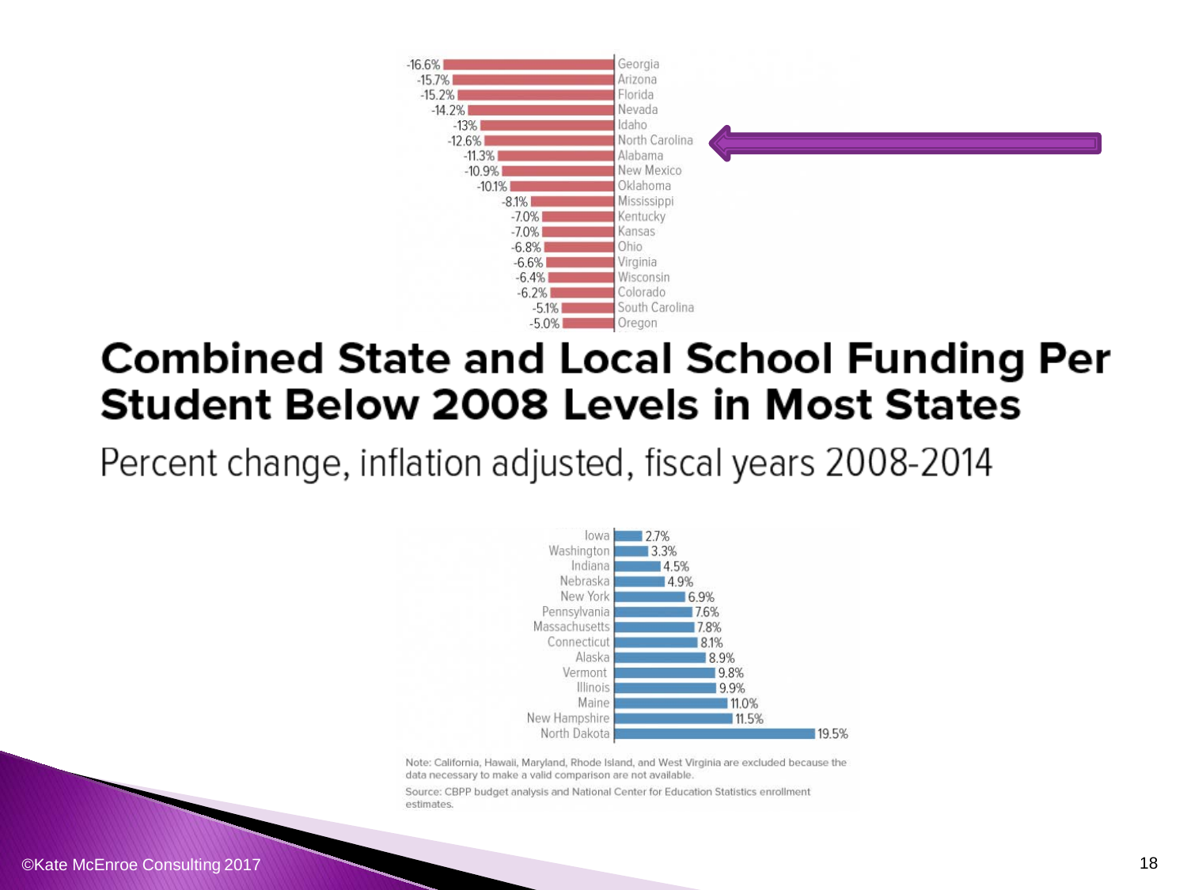## Combined State and Local School Funding Per Student Below 2008 Levels in Most States

Percent change, inflation adjusted, fiscal years 2008-2014

| State | Percent change |
| --- | --- |
| Georgia | -16.6% |
| Arizona | -15.7% |
| Florida | -15.2% |
| Nevada | -14.2% |
| Idaho | -13% |
| North Carolina | -12.6% |
| Alabama | -11.3% |
| New Mexico | -10.9% |
| Oklahoma | -10.1% |
| Mississippi | -8.1% |
| Kentucky | -7.0% |
| Kansas | -7.0% |
| Ohio | -6.8% |
| Virginia | -6.6% |
| Wisconsin | -6.4% |
| Colorado | -6.2% |
| South Carolina | -5.1% |
| Oregon | -5.0% |
| Iowa | 2.7% |
| Washington | 3.3% |
| Indiana | 4.5% |
| Nebraska | 4.9% |
| New York | 6.9% |
| Pennsylvania | 7.6% |
| Massachusetts | 7.8% |
| Connecticut | 8.1% |
| Alaska | 8.9% |
| Vermont | 9.8% |
| Illinois | 9.9% |
| Maine | 11.0% |
| New Hampshire | 11.5% |
| North Dakota | 19.5% |

Note: California, Hawaii, Maryland, Rhode Island, and West Virginia are excluded because the data necessary to make a valid comparison are not available.

Source: CBPP budget analysis and National Center for Education Statistics enrollment estimates.

©Kate McEnroe Consulting 2017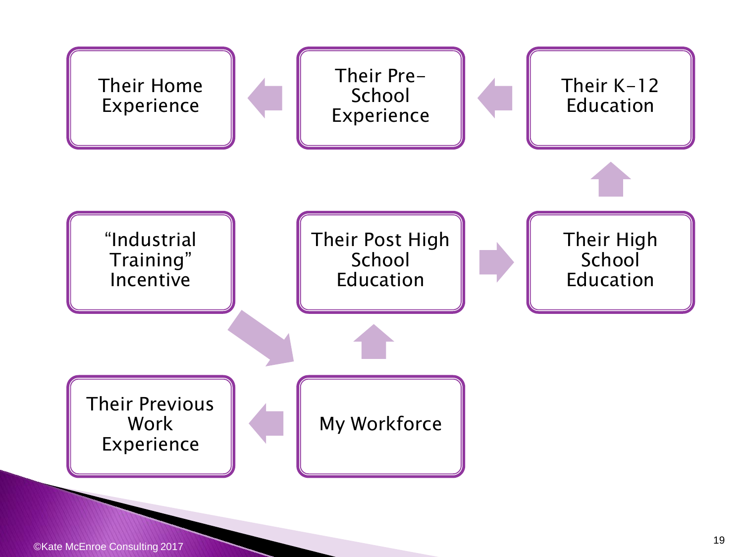Their Home Experience

Their Pre-School Experience

Their K-12 Education

"Industrial Training" Incentive

Their Post High School Education

Their High School Education

Their Previous Work Experience

My Workforce

©Kate McEnroe Consulting 2017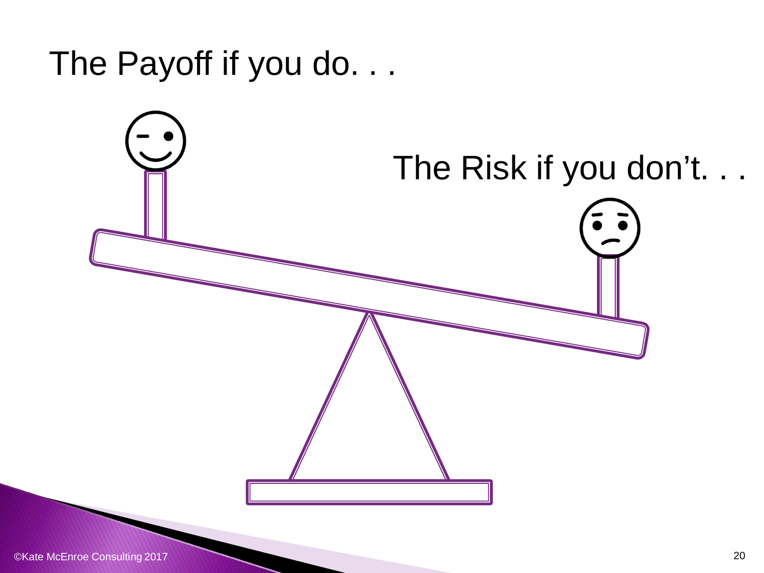# The Payoff if you do. . .

The Risk if you don't. . .

©Kate McEnroe Consulting 2017